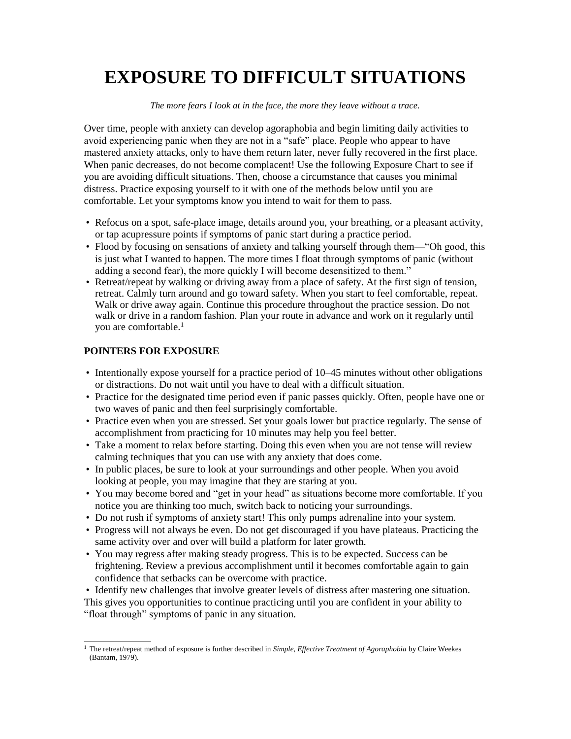# EXPOSURE TO DIFFICULT SITUATIONS

*The more fears I look at in the face, the more they leave without a trace.*

Over time, people with anxiety can develop agoraphobia and begin limiting daily activities to avoid experiencing panic when they are not in a "safe" place. People who appear to have mastered anxiety attacks, only to have them return later, never fully recovered in the first place. When panic decreases, do not become complacent! Use the following Exposure Chart to see if you are avoiding difficult situations. Then, choose a circumstance that causes you minimal distress. Practice exposing yourself to it with one of the methods below until you are comfortable. Let your symptoms know you intend to wait for them to pass.

- Refocus on a spot, safe-place image, details around you, your breathing, or a pleasant activity, or tap acupressure points if symptoms of panic start during a practice period.
- Flood by focusing on sensations of anxiety and talking yourself through them—"Oh good, this is just what I wanted to happen. The more times I float through symptoms of panic (without adding a second fear), the more quickly I will become desensitized to them."
- Retreat/repeat by walking or driving away from a place of safety. At the first sign of tension, retreat. Calmly turn around and go toward safety. When you start to feel comfortable, repeat. Walk or drive away again. Continue this procedure throughout the practice session. Do not walk or drive in a random fashion. Plan your route in advance and work on it regularly until you are comfortable.[1]

### POINTERS FOR EXPOSURE

- Intentionally expose yourself for a practice period of 10–45 minutes without other obligations or distractions. Do not wait until you have to deal with a difficult situation.
- Practice for the designated time period even if panic passes quickly. Often, people have one or two waves of panic and then feel surprisingly comfortable.
- Practice even when you are stressed. Set your goals lower but practice regularly. The sense of accomplishment from practicing for 10 minutes may help you feel better.
- Take a moment to relax before starting. Doing this even when you are not tense will review calming techniques that you can use with any anxiety that does come.
- In public places, be sure to look at your surroundings and other people. When you avoid looking at people, you may imagine that they are staring at you.
- You may become bored and "get in your head" as situations become more comfortable. If you notice you are thinking too much, switch back to noticing your surroundings.
- Do not rush if symptoms of anxiety start! This only pumps adrenaline into your system.
- Progress will not always be even. Do not get discouraged if you have plateaus. Practicing the same activity over and over will build a platform for later growth.
- You may regress after making steady progress. This is to be expected. Success can be frightening. Review a previous accomplishment until it becomes comfortable again to gain confidence that setbacks can be overcome with practice.
- Identify new challenges that involve greater levels of distress after mastering one situation. This gives you opportunities to continue practicing until you are confident in your ability to "float through" symptoms of panic in any situation.

---

[1] The retreat/repeat method of exposure is further described in *Simple, Effective Treatment of Agoraphobia* by Claire Weekes (Bantam, 1979).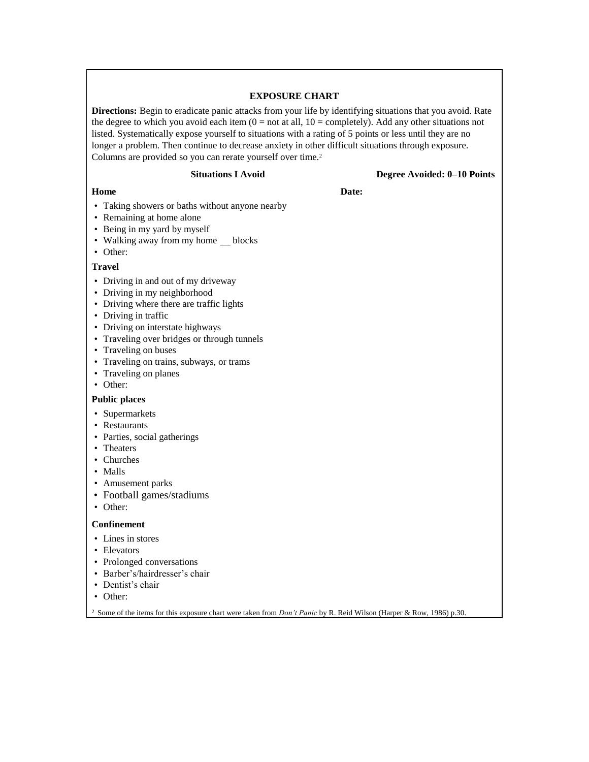## EXPOSURE CHART

**Directions:** Begin to eradicate panic attacks from your life by identifying situations that you avoid. Rate the degree to which you avoid each item (0 = not at all, 10 = completely). Add any other situations not listed. Systematically expose yourself to situations with a rating of 5 points or less until they are no longer a problem. Then continue to decrease anxiety in other difficult situations through exposure. Columns are provided so you can rerate yourself over time.[2]

**Situations I Avoid** **Degree Avoided: 0–10 Points**

**Home** **Date:**

- Taking showers or baths without anyone nearby
- Remaining at home alone
- Being in my yard by myself
- Walking away from my home __ blocks
- Other:

**Travel**

- Driving in and out of my driveway
- Driving in my neighborhood
- Driving where there are traffic lights
- Driving in traffic
- Driving on interstate highways
- Traveling over bridges or through tunnels
- Traveling on buses
- Traveling on trains, subways, or trams
- Traveling on planes
- Other:

**Public places**

- Supermarkets
- Restaurants
- Parties, social gatherings
- Theaters
- Churches
- Malls
- Amusement parks
- Football games/stadiums
- Other:

**Confinement**

- Lines in stores
- Elevators
- Prolonged conversations
- Barber's/hairdresser's chair
- Dentist's chair
- Other:

[2] Some of the items for this exposure chart were taken from *Don't Panic* by R. Reid Wilson (Harper & Row, 1986) p.30.